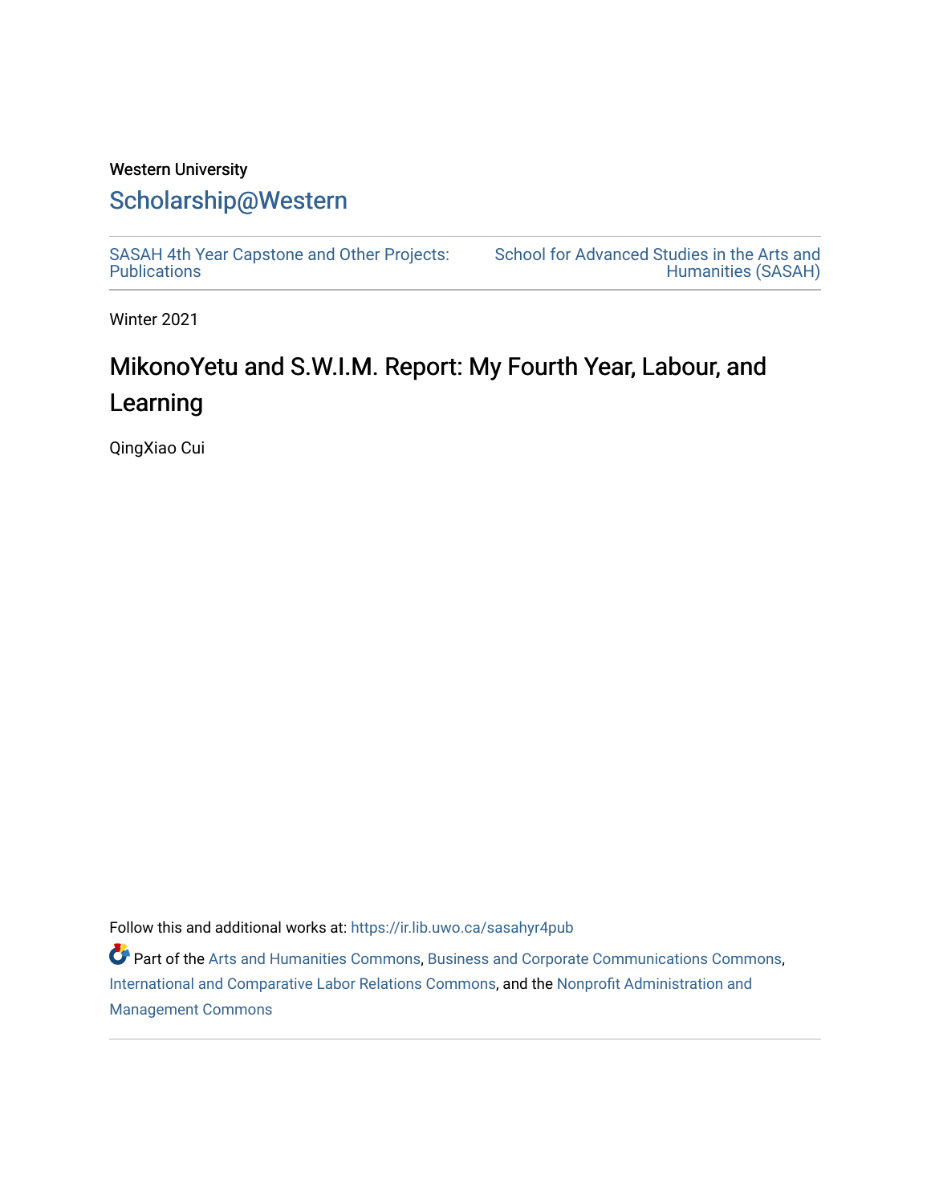Western University

# Scholarship@Western

SASAH 4th Year Capstone and Other Projects: Publications

School for Advanced Studies in the Arts and Humanities (SASAH)

Winter 2021

# MikonoYetu and S.W.I.M. Report: My Fourth Year, Labour, and Learning

QingXiao Cui

Follow this and additional works at: https://ir.lib.uwo.ca/sasahyr4pub

Part of the Arts and Humanities Commons, Business and Corporate Communications Commons, International and Comparative Labor Relations Commons, and the Nonprofit Administration and Management Commons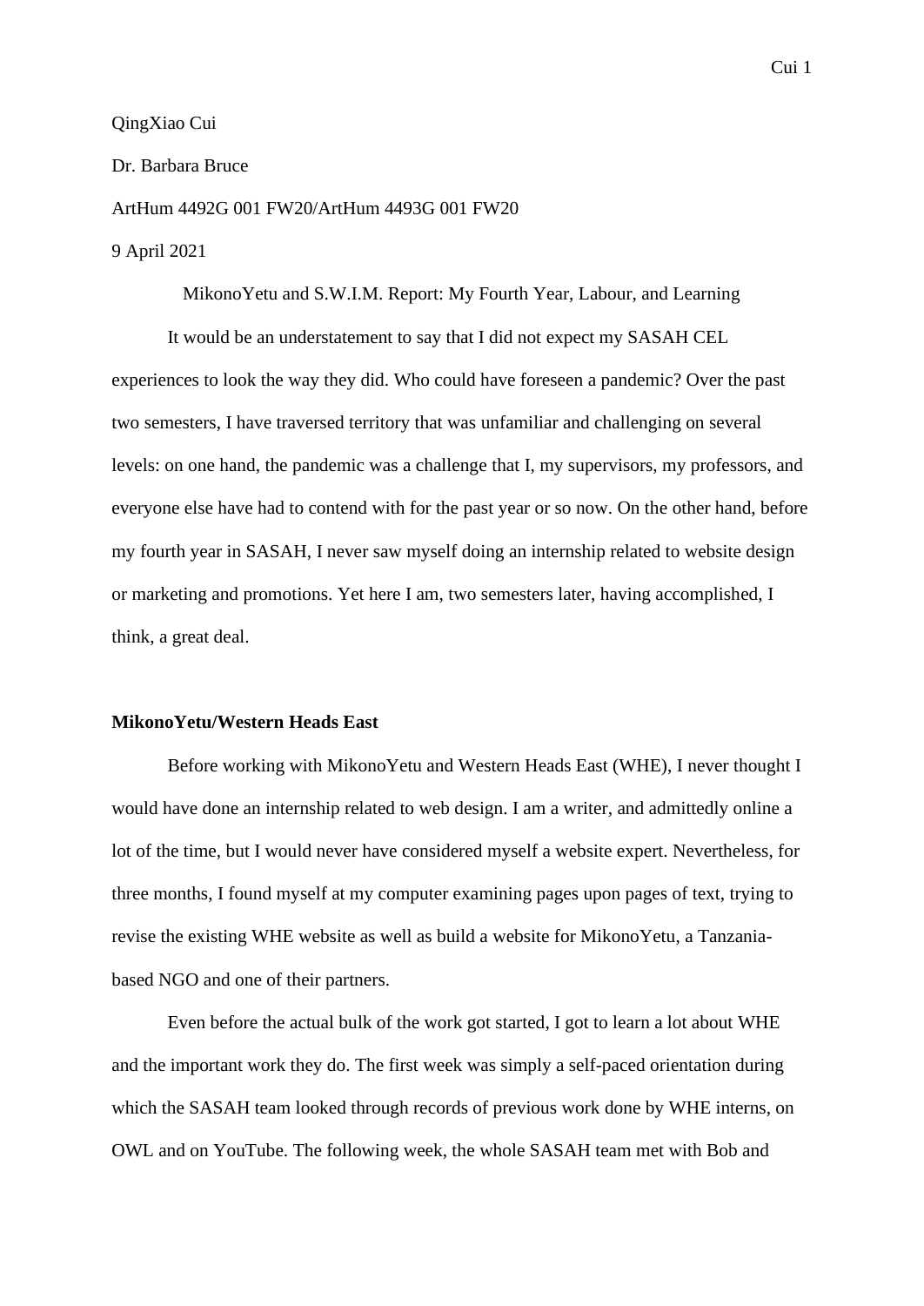QingXiao Cui

Dr. Barbara Bruce

ArtHum 4492G 001 FW20/ArtHum 4493G 001 FW20

9 April 2021

MikonoYetu and S.W.I.M. Report: My Fourth Year, Labour, and Learning

It would be an understatement to say that I did not expect my SASAH CEL experiences to look the way they did. Who could have foreseen a pandemic? Over the past two semesters, I have traversed territory that was unfamiliar and challenging on several levels: on one hand, the pandemic was a challenge that I, my supervisors, my professors, and everyone else have had to contend with for the past year or so now. On the other hand, before my fourth year in SASAH, I never saw myself doing an internship related to website design or marketing and promotions. Yet here I am, two semesters later, having accomplished, I think, a great deal.

**MikonoYetu/Western Heads East**

Before working with MikonoYetu and Western Heads East (WHE), I never thought I would have done an internship related to web design. I am a writer, and admittedly online a lot of the time, but I would never have considered myself a website expert. Nevertheless, for three months, I found myself at my computer examining pages upon pages of text, trying to revise the existing WHE website as well as build a website for MikonoYetu, a Tanzania-based NGO and one of their partners.

Even before the actual bulk of the work got started, I got to learn a lot about WHE and the important work they do. The first week was simply a self-paced orientation during which the SASAH team looked through records of previous work done by WHE interns, on OWL and on YouTube. The following week, the whole SASAH team met with Bob and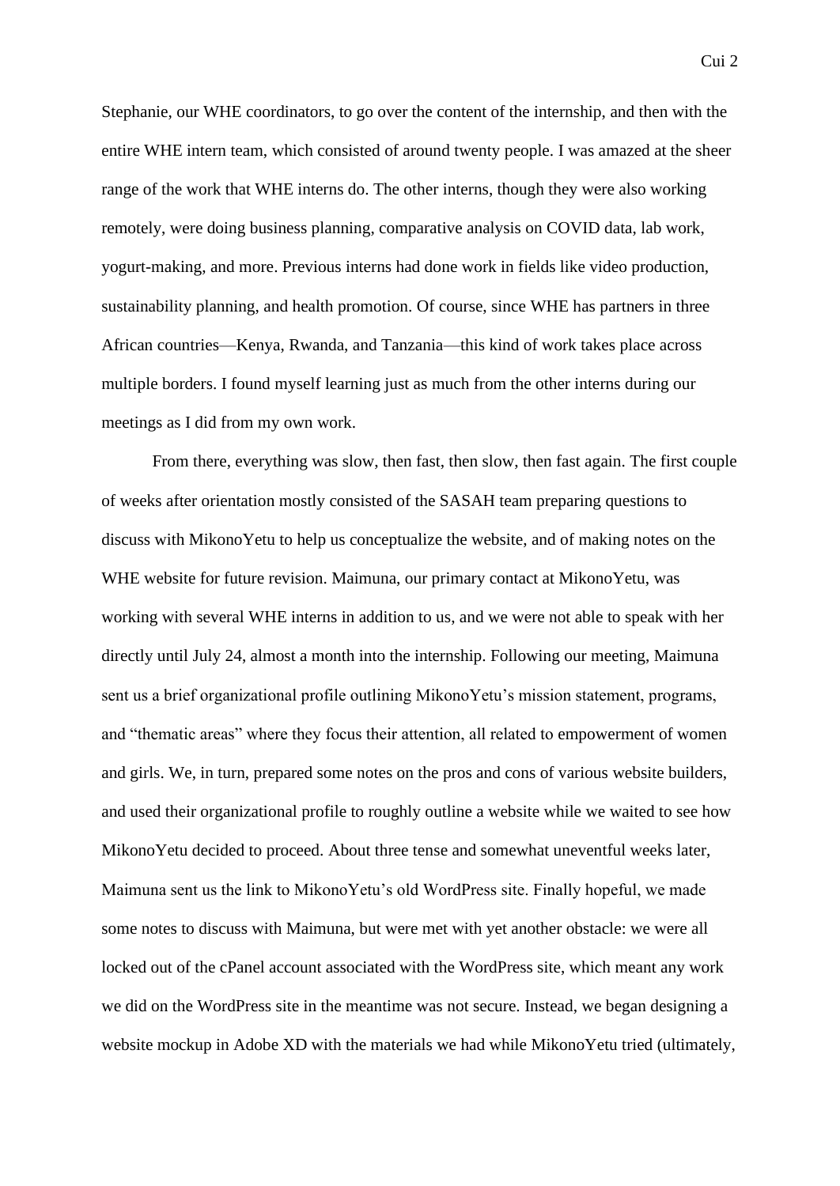Stephanie, our WHE coordinators, to go over the content of the internship, and then with the entire WHE intern team, which consisted of around twenty people. I was amazed at the sheer range of the work that WHE interns do. The other interns, though they were also working remotely, were doing business planning, comparative analysis on COVID data, lab work, yogurt-making, and more. Previous interns had done work in fields like video production, sustainability planning, and health promotion. Of course, since WHE has partners in three African countries—Kenya, Rwanda, and Tanzania—this kind of work takes place across multiple borders. I found myself learning just as much from the other interns during our meetings as I did from my own work.

From there, everything was slow, then fast, then slow, then fast again. The first couple of weeks after orientation mostly consisted of the SASAH team preparing questions to discuss with MikonoYetu to help us conceptualize the website, and of making notes on the WHE website for future revision. Maimuna, our primary contact at MikonoYetu, was working with several WHE interns in addition to us, and we were not able to speak with her directly until July 24, almost a month into the internship. Following our meeting, Maimuna sent us a brief organizational profile outlining MikonoYetu's mission statement, programs, and "thematic areas" where they focus their attention, all related to empowerment of women and girls. We, in turn, prepared some notes on the pros and cons of various website builders, and used their organizational profile to roughly outline a website while we waited to see how MikonoYetu decided to proceed. About three tense and somewhat uneventful weeks later, Maimuna sent us the link to MikonoYetu's old WordPress site. Finally hopeful, we made some notes to discuss with Maimuna, but were met with yet another obstacle: we were all locked out of the cPanel account associated with the WordPress site, which meant any work we did on the WordPress site in the meantime was not secure. Instead, we began designing a website mockup in Adobe XD with the materials we had while MikonoYetu tried (ultimately,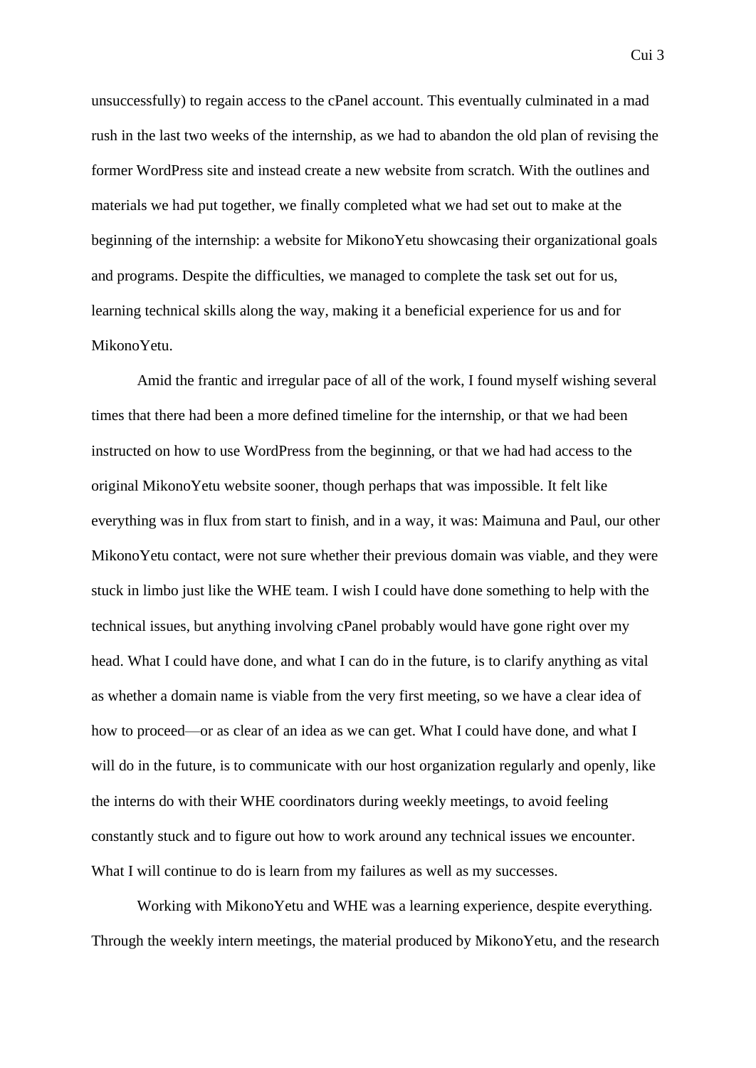unsuccessfully) to regain access to the cPanel account. This eventually culminated in a mad rush in the last two weeks of the internship, as we had to abandon the old plan of revising the former WordPress site and instead create a new website from scratch. With the outlines and materials we had put together, we finally completed what we had set out to make at the beginning of the internship: a website for MikonoYetu showcasing their organizational goals and programs. Despite the difficulties, we managed to complete the task set out for us, learning technical skills along the way, making it a beneficial experience for us and for MikonoYetu.

Amid the frantic and irregular pace of all of the work, I found myself wishing several times that there had been a more defined timeline for the internship, or that we had been instructed on how to use WordPress from the beginning, or that we had had access to the original MikonoYetu website sooner, though perhaps that was impossible. It felt like everything was in flux from start to finish, and in a way, it was: Maimuna and Paul, our other MikonoYetu contact, were not sure whether their previous domain was viable, and they were stuck in limbo just like the WHE team. I wish I could have done something to help with the technical issues, but anything involving cPanel probably would have gone right over my head. What I could have done, and what I can do in the future, is to clarify anything as vital as whether a domain name is viable from the very first meeting, so we have a clear idea of how to proceed—or as clear of an idea as we can get. What I could have done, and what I will do in the future, is to communicate with our host organization regularly and openly, like the interns do with their WHE coordinators during weekly meetings, to avoid feeling constantly stuck and to figure out how to work around any technical issues we encounter. What I will continue to do is learn from my failures as well as my successes.

Working with MikonoYetu and WHE was a learning experience, despite everything. Through the weekly intern meetings, the material produced by MikonoYetu, and the research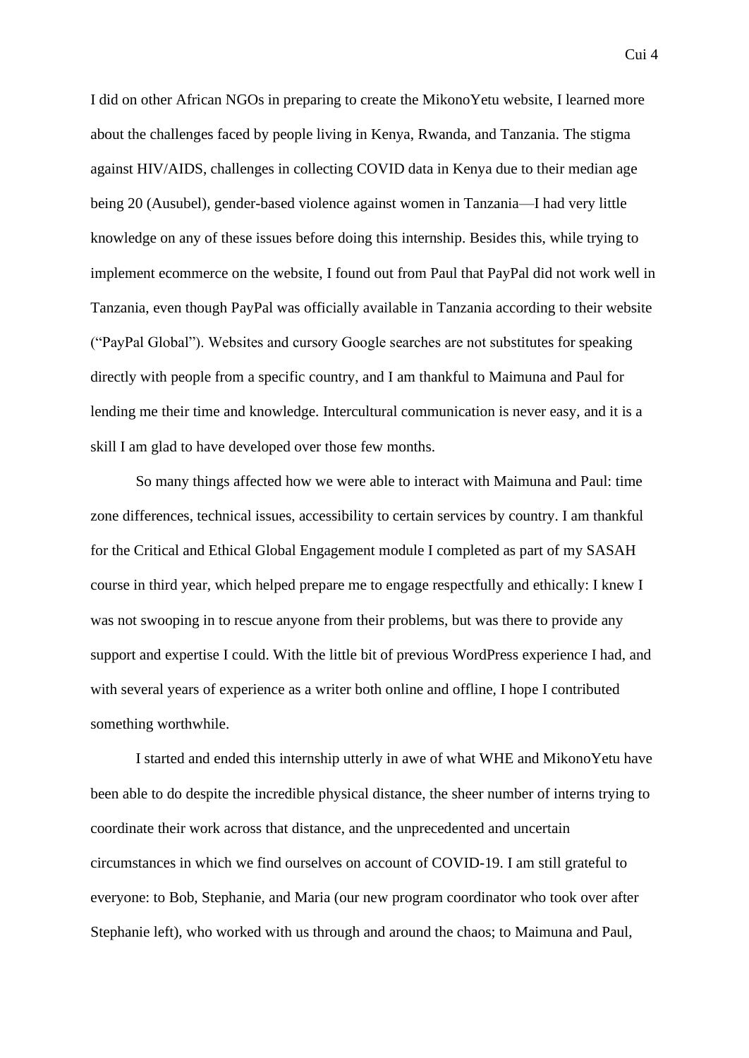I did on other African NGOs in preparing to create the MikonoYetu website, I learned more about the challenges faced by people living in Kenya, Rwanda, and Tanzania. The stigma against HIV/AIDS, challenges in collecting COVID data in Kenya due to their median age being 20 (Ausubel), gender-based violence against women in Tanzania—I had very little knowledge on any of these issues before doing this internship. Besides this, while trying to implement ecommerce on the website, I found out from Paul that PayPal did not work well in Tanzania, even though PayPal was officially available in Tanzania according to their website ("PayPal Global"). Websites and cursory Google searches are not substitutes for speaking directly with people from a specific country, and I am thankful to Maimuna and Paul for lending me their time and knowledge. Intercultural communication is never easy, and it is a skill I am glad to have developed over those few months.

So many things affected how we were able to interact with Maimuna and Paul: time zone differences, technical issues, accessibility to certain services by country. I am thankful for the Critical and Ethical Global Engagement module I completed as part of my SASAH course in third year, which helped prepare me to engage respectfully and ethically: I knew I was not swooping in to rescue anyone from their problems, but was there to provide any support and expertise I could. With the little bit of previous WordPress experience I had, and with several years of experience as a writer both online and offline, I hope I contributed something worthwhile.

I started and ended this internship utterly in awe of what WHE and MikonoYetu have been able to do despite the incredible physical distance, the sheer number of interns trying to coordinate their work across that distance, and the unprecedented and uncertain circumstances in which we find ourselves on account of COVID-19. I am still grateful to everyone: to Bob, Stephanie, and Maria (our new program coordinator who took over after Stephanie left), who worked with us through and around the chaos; to Maimuna and Paul,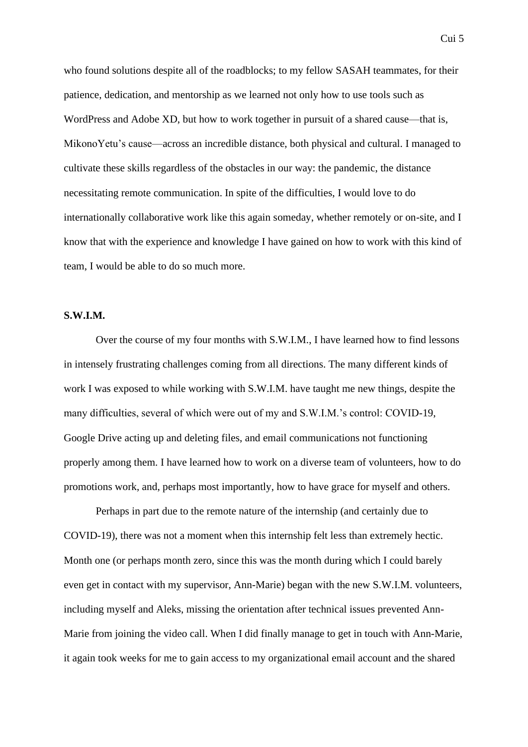who found solutions despite all of the roadblocks; to my fellow SASAH teammates, for their patience, dedication, and mentorship as we learned not only how to use tools such as WordPress and Adobe XD, but how to work together in pursuit of a shared cause—that is, MikonoYetu's cause—across an incredible distance, both physical and cultural. I managed to cultivate these skills regardless of the obstacles in our way: the pandemic, the distance necessitating remote communication. In spite of the difficulties, I would love to do internationally collaborative work like this again someday, whether remotely or on-site, and I know that with the experience and knowledge I have gained on how to work with this kind of team, I would be able to do so much more.

**S.W.I.M.**

Over the course of my four months with S.W.I.M., I have learned how to find lessons in intensely frustrating challenges coming from all directions. The many different kinds of work I was exposed to while working with S.W.I.M. have taught me new things, despite the many difficulties, several of which were out of my and S.W.I.M.'s control: COVID-19, Google Drive acting up and deleting files, and email communications not functioning properly among them. I have learned how to work on a diverse team of volunteers, how to do promotions work, and, perhaps most importantly, how to have grace for myself and others.

Perhaps in part due to the remote nature of the internship (and certainly due to COVID-19), there was not a moment when this internship felt less than extremely hectic. Month one (or perhaps month zero, since this was the month during which I could barely even get in contact with my supervisor, Ann-Marie) began with the new S.W.I.M. volunteers, including myself and Aleks, missing the orientation after technical issues prevented Ann-Marie from joining the video call. When I did finally manage to get in touch with Ann-Marie, it again took weeks for me to gain access to my organizational email account and the shared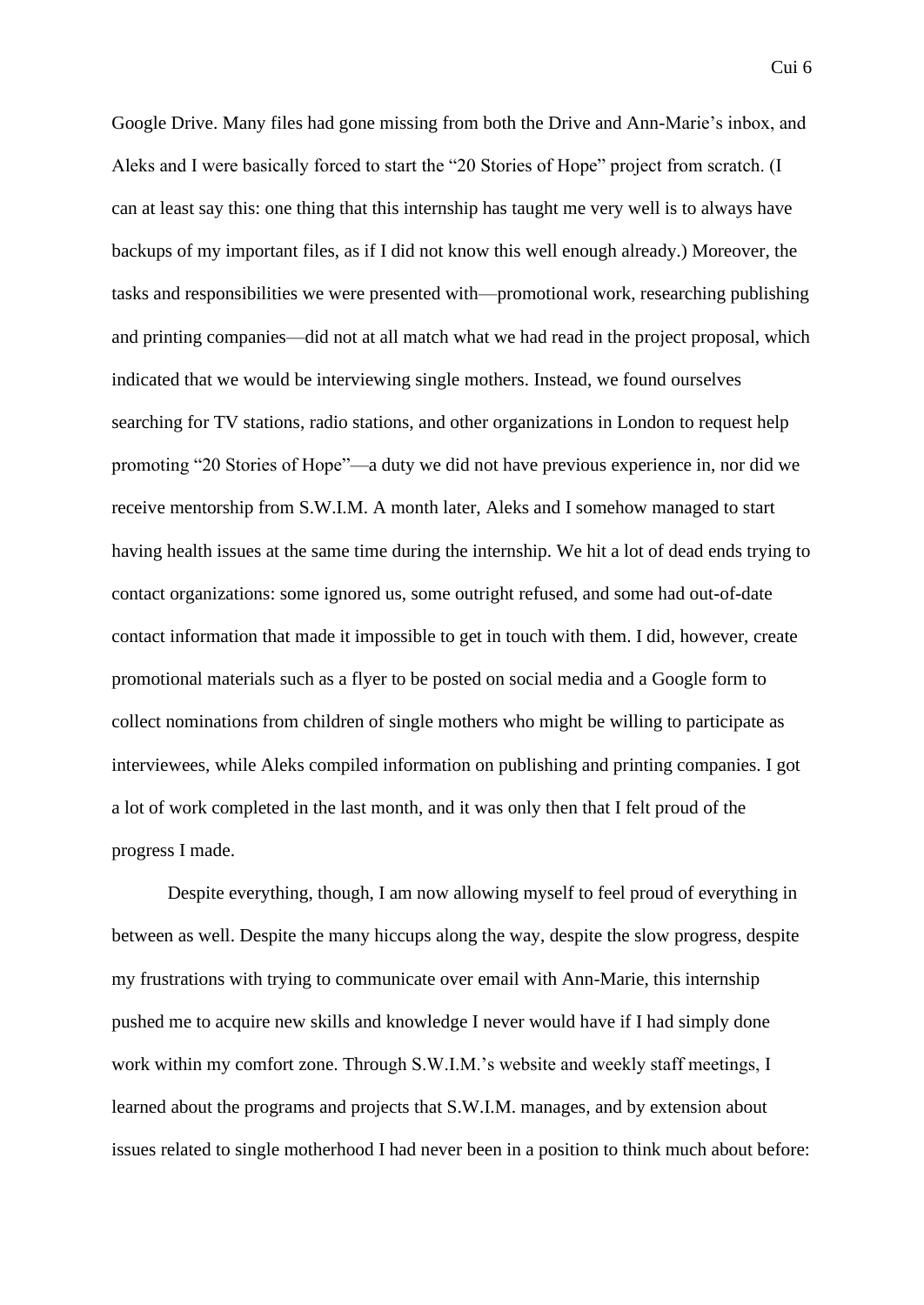Google Drive. Many files had gone missing from both the Drive and Ann-Marie's inbox, and Aleks and I were basically forced to start the "20 Stories of Hope" project from scratch. (I can at least say this: one thing that this internship has taught me very well is to always have backups of my important files, as if I did not know this well enough already.) Moreover, the tasks and responsibilities we were presented with—promotional work, researching publishing and printing companies—did not at all match what we had read in the project proposal, which indicated that we would be interviewing single mothers. Instead, we found ourselves searching for TV stations, radio stations, and other organizations in London to request help promoting "20 Stories of Hope"—a duty we did not have previous experience in, nor did we receive mentorship from S.W.I.M. A month later, Aleks and I somehow managed to start having health issues at the same time during the internship. We hit a lot of dead ends trying to contact organizations: some ignored us, some outright refused, and some had out-of-date contact information that made it impossible to get in touch with them. I did, however, create promotional materials such as a flyer to be posted on social media and a Google form to collect nominations from children of single mothers who might be willing to participate as interviewees, while Aleks compiled information on publishing and printing companies. I got a lot of work completed in the last month, and it was only then that I felt proud of the progress I made.

Despite everything, though, I am now allowing myself to feel proud of everything in between as well. Despite the many hiccups along the way, despite the slow progress, despite my frustrations with trying to communicate over email with Ann-Marie, this internship pushed me to acquire new skills and knowledge I never would have if I had simply done work within my comfort zone. Through S.W.I.M.'s website and weekly staff meetings, I learned about the programs and projects that S.W.I.M. manages, and by extension about issues related to single motherhood I had never been in a position to think much about before: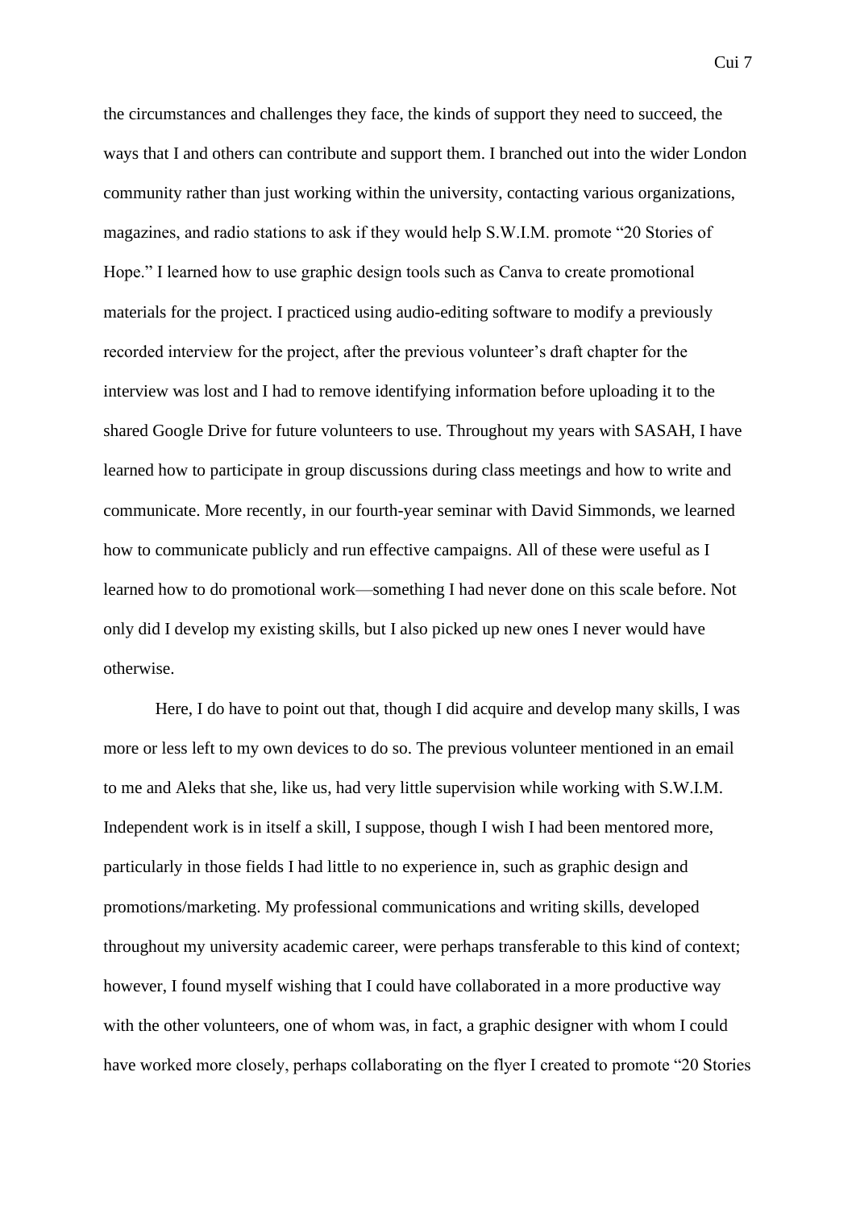the circumstances and challenges they face, the kinds of support they need to succeed, the ways that I and others can contribute and support them. I branched out into the wider London community rather than just working within the university, contacting various organizations, magazines, and radio stations to ask if they would help S.W.I.M. promote "20 Stories of Hope." I learned how to use graphic design tools such as Canva to create promotional materials for the project. I practiced using audio-editing software to modify a previously recorded interview for the project, after the previous volunteer's draft chapter for the interview was lost and I had to remove identifying information before uploading it to the shared Google Drive for future volunteers to use. Throughout my years with SASAH, I have learned how to participate in group discussions during class meetings and how to write and communicate. More recently, in our fourth-year seminar with David Simmonds, we learned how to communicate publicly and run effective campaigns. All of these were useful as I learned how to do promotional work—something I had never done on this scale before. Not only did I develop my existing skills, but I also picked up new ones I never would have otherwise.

Here, I do have to point out that, though I did acquire and develop many skills, I was more or less left to my own devices to do so. The previous volunteer mentioned in an email to me and Aleks that she, like us, had very little supervision while working with S.W.I.M. Independent work is in itself a skill, I suppose, though I wish I had been mentored more, particularly in those fields I had little to no experience in, such as graphic design and promotions/marketing. My professional communications and writing skills, developed throughout my university academic career, were perhaps transferable to this kind of context; however, I found myself wishing that I could have collaborated in a more productive way with the other volunteers, one of whom was, in fact, a graphic designer with whom I could have worked more closely, perhaps collaborating on the flyer I created to promote "20 Stories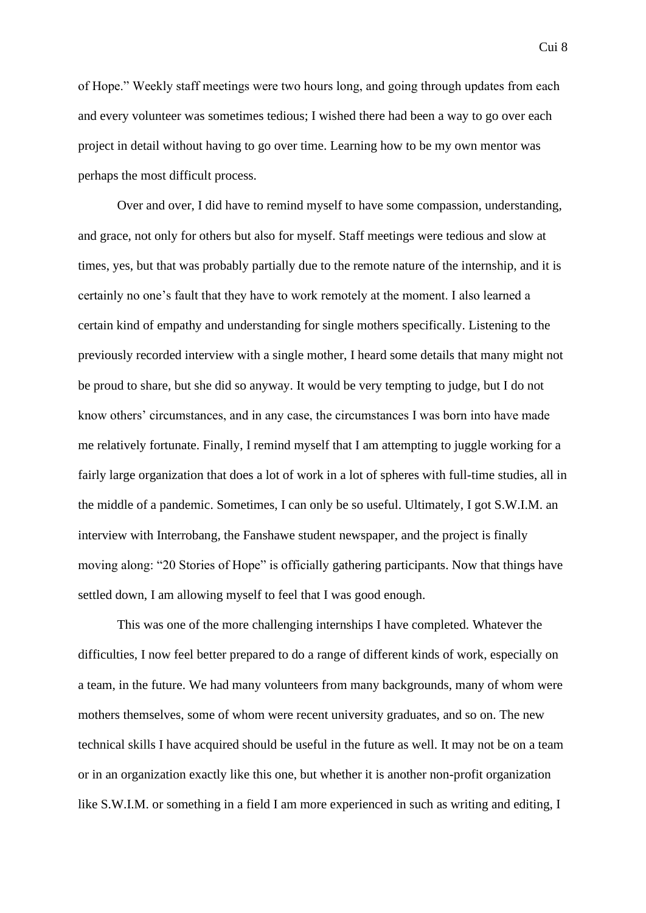of Hope." Weekly staff meetings were two hours long, and going through updates from each and every volunteer was sometimes tedious; I wished there had been a way to go over each project in detail without having to go over time. Learning how to be my own mentor was perhaps the most difficult process.

Over and over, I did have to remind myself to have some compassion, understanding, and grace, not only for others but also for myself. Staff meetings were tedious and slow at times, yes, but that was probably partially due to the remote nature of the internship, and it is certainly no one's fault that they have to work remotely at the moment. I also learned a certain kind of empathy and understanding for single mothers specifically. Listening to the previously recorded interview with a single mother, I heard some details that many might not be proud to share, but she did so anyway. It would be very tempting to judge, but I do not know others' circumstances, and in any case, the circumstances I was born into have made me relatively fortunate. Finally, I remind myself that I am attempting to juggle working for a fairly large organization that does a lot of work in a lot of spheres with full-time studies, all in the middle of a pandemic. Sometimes, I can only be so useful. Ultimately, I got S.W.I.M. an interview with Interrobang, the Fanshawe student newspaper, and the project is finally moving along: "20 Stories of Hope" is officially gathering participants. Now that things have settled down, I am allowing myself to feel that I was good enough.

This was one of the more challenging internships I have completed. Whatever the difficulties, I now feel better prepared to do a range of different kinds of work, especially on a team, in the future. We had many volunteers from many backgrounds, many of whom were mothers themselves, some of whom were recent university graduates, and so on. The new technical skills I have acquired should be useful in the future as well. It may not be on a team or in an organization exactly like this one, but whether it is another non-profit organization like S.W.I.M. or something in a field I am more experienced in such as writing and editing, I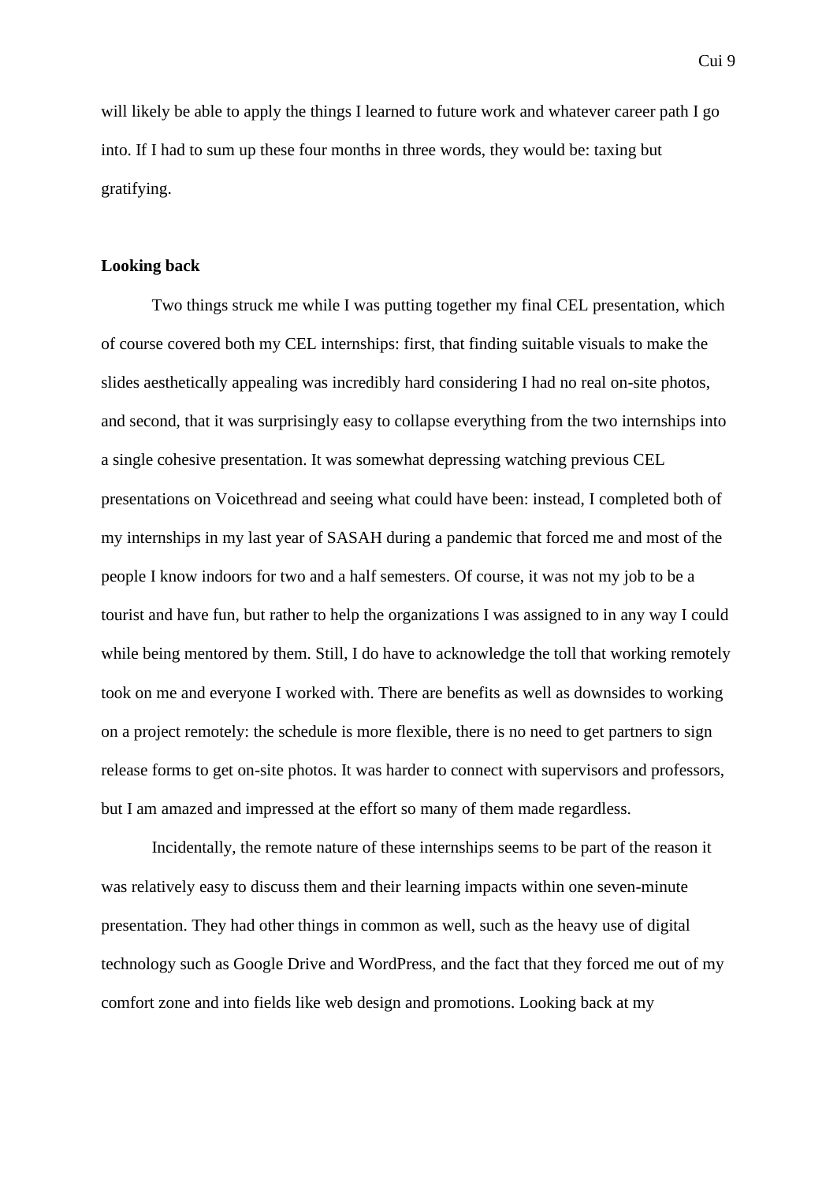will likely be able to apply the things I learned to future work and whatever career path I go into. If I had to sum up these four months in three words, they would be: taxing but gratifying.

**Looking back**

Two things struck me while I was putting together my final CEL presentation, which of course covered both my CEL internships: first, that finding suitable visuals to make the slides aesthetically appealing was incredibly hard considering I had no real on-site photos, and second, that it was surprisingly easy to collapse everything from the two internships into a single cohesive presentation. It was somewhat depressing watching previous CEL presentations on Voicethread and seeing what could have been: instead, I completed both of my internships in my last year of SASAH during a pandemic that forced me and most of the people I know indoors for two and a half semesters. Of course, it was not my job to be a tourist and have fun, but rather to help the organizations I was assigned to in any way I could while being mentored by them. Still, I do have to acknowledge the toll that working remotely took on me and everyone I worked with. There are benefits as well as downsides to working on a project remotely: the schedule is more flexible, there is no need to get partners to sign release forms to get on-site photos. It was harder to connect with supervisors and professors, but I am amazed and impressed at the effort so many of them made regardless.

Incidentally, the remote nature of these internships seems to be part of the reason it was relatively easy to discuss them and their learning impacts within one seven-minute presentation. They had other things in common as well, such as the heavy use of digital technology such as Google Drive and WordPress, and the fact that they forced me out of my comfort zone and into fields like web design and promotions. Looking back at my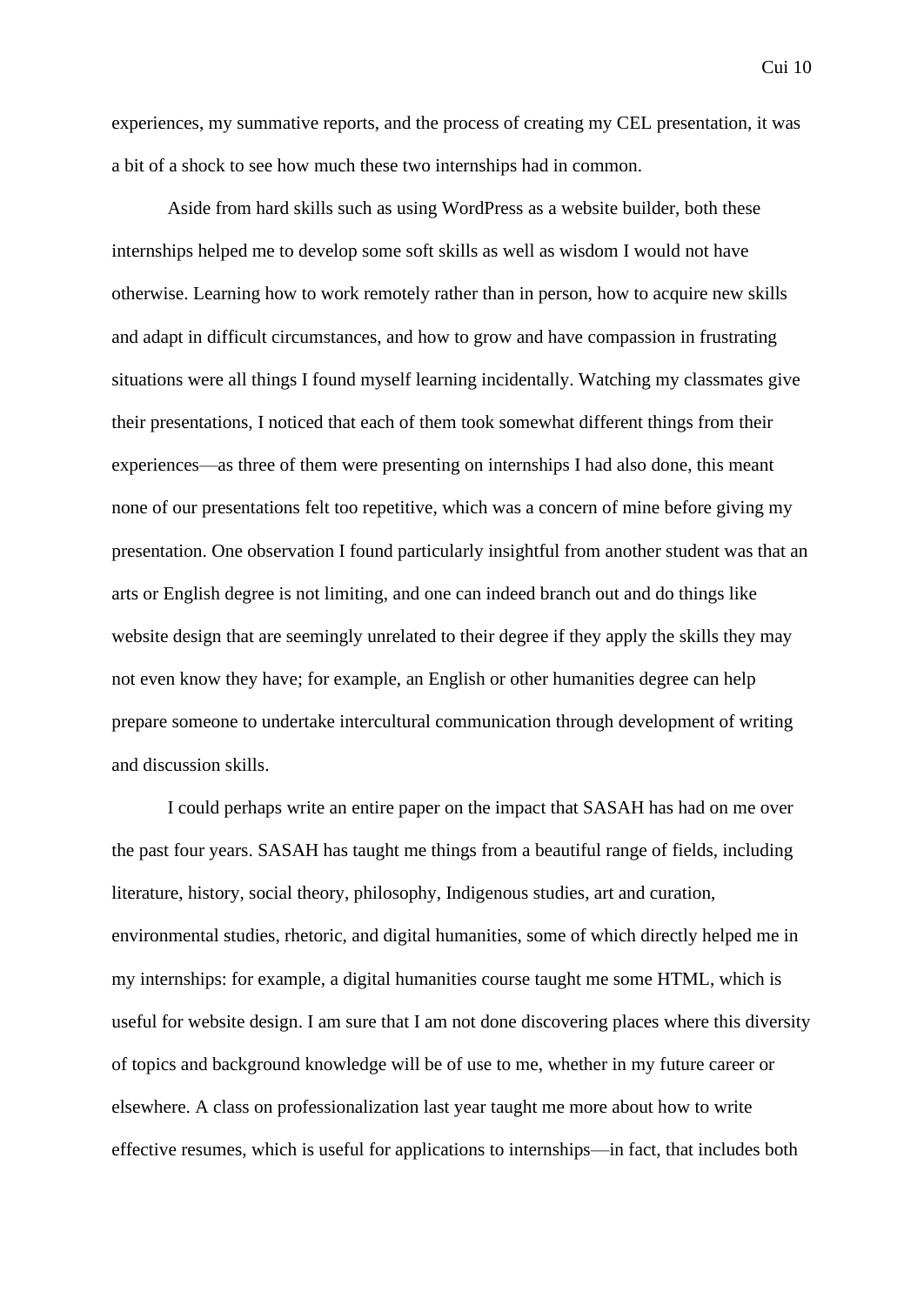experiences, my summative reports, and the process of creating my CEL presentation, it was a bit of a shock to see how much these two internships had in common.

Aside from hard skills such as using WordPress as a website builder, both these internships helped me to develop some soft skills as well as wisdom I would not have otherwise. Learning how to work remotely rather than in person, how to acquire new skills and adapt in difficult circumstances, and how to grow and have compassion in frustrating situations were all things I found myself learning incidentally. Watching my classmates give their presentations, I noticed that each of them took somewhat different things from their experiences—as three of them were presenting on internships I had also done, this meant none of our presentations felt too repetitive, which was a concern of mine before giving my presentation. One observation I found particularly insightful from another student was that an arts or English degree is not limiting, and one can indeed branch out and do things like website design that are seemingly unrelated to their degree if they apply the skills they may not even know they have; for example, an English or other humanities degree can help prepare someone to undertake intercultural communication through development of writing and discussion skills.

I could perhaps write an entire paper on the impact that SASAH has had on me over the past four years. SASAH has taught me things from a beautiful range of fields, including literature, history, social theory, philosophy, Indigenous studies, art and curation, environmental studies, rhetoric, and digital humanities, some of which directly helped me in my internships: for example, a digital humanities course taught me some HTML, which is useful for website design. I am sure that I am not done discovering places where this diversity of topics and background knowledge will be of use to me, whether in my future career or elsewhere. A class on professionalization last year taught me more about how to write effective resumes, which is useful for applications to internships—in fact, that includes both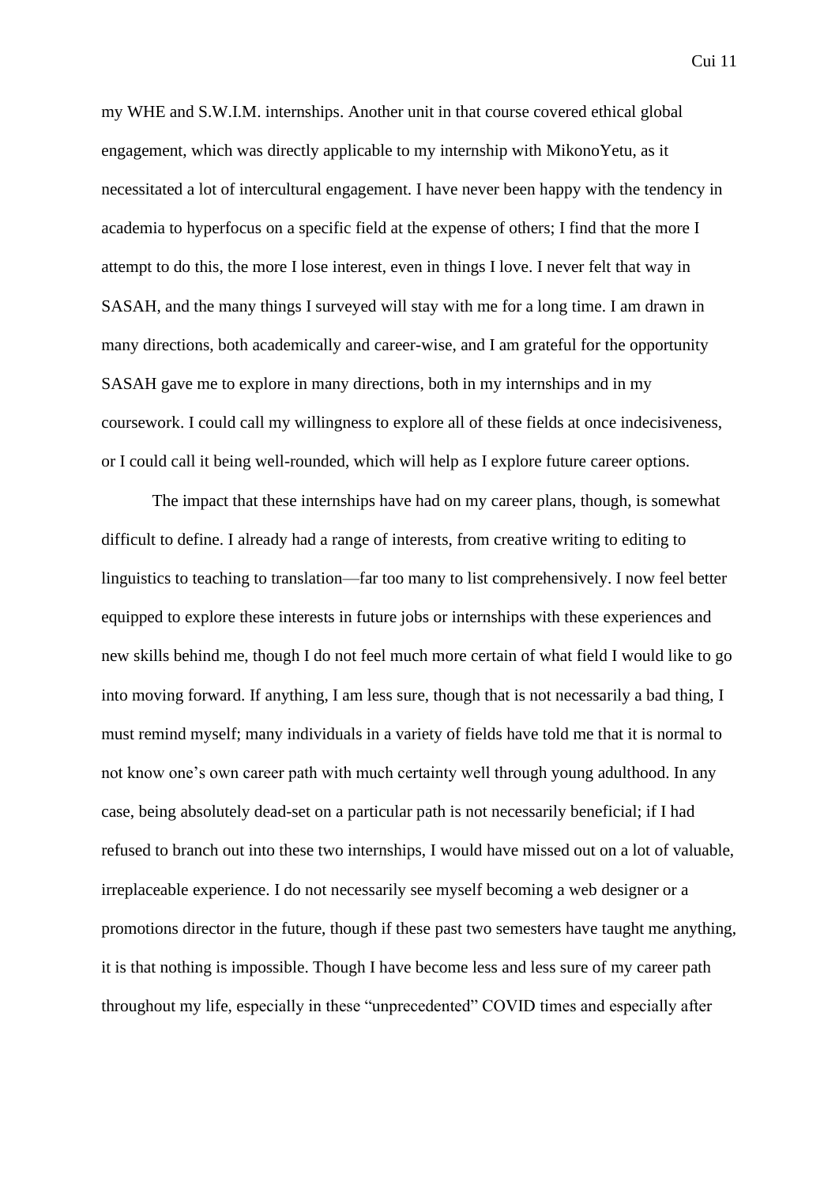my WHE and S.W.I.M. internships. Another unit in that course covered ethical global engagement, which was directly applicable to my internship with MikonoYetu, as it necessitated a lot of intercultural engagement. I have never been happy with the tendency in academia to hyperfocus on a specific field at the expense of others; I find that the more I attempt to do this, the more I lose interest, even in things I love. I never felt that way in SASAH, and the many things I surveyed will stay with me for a long time. I am drawn in many directions, both academically and career-wise, and I am grateful for the opportunity SASAH gave me to explore in many directions, both in my internships and in my coursework. I could call my willingness to explore all of these fields at once indecisiveness, or I could call it being well-rounded, which will help as I explore future career options.

The impact that these internships have had on my career plans, though, is somewhat difficult to define. I already had a range of interests, from creative writing to editing to linguistics to teaching to translation—far too many to list comprehensively. I now feel better equipped to explore these interests in future jobs or internships with these experiences and new skills behind me, though I do not feel much more certain of what field I would like to go into moving forward. If anything, I am less sure, though that is not necessarily a bad thing, I must remind myself; many individuals in a variety of fields have told me that it is normal to not know one's own career path with much certainty well through young adulthood. In any case, being absolutely dead-set on a particular path is not necessarily beneficial; if I had refused to branch out into these two internships, I would have missed out on a lot of valuable, irreplaceable experience. I do not necessarily see myself becoming a web designer or a promotions director in the future, though if these past two semesters have taught me anything, it is that nothing is impossible. Though I have become less and less sure of my career path throughout my life, especially in these "unprecedented" COVID times and especially after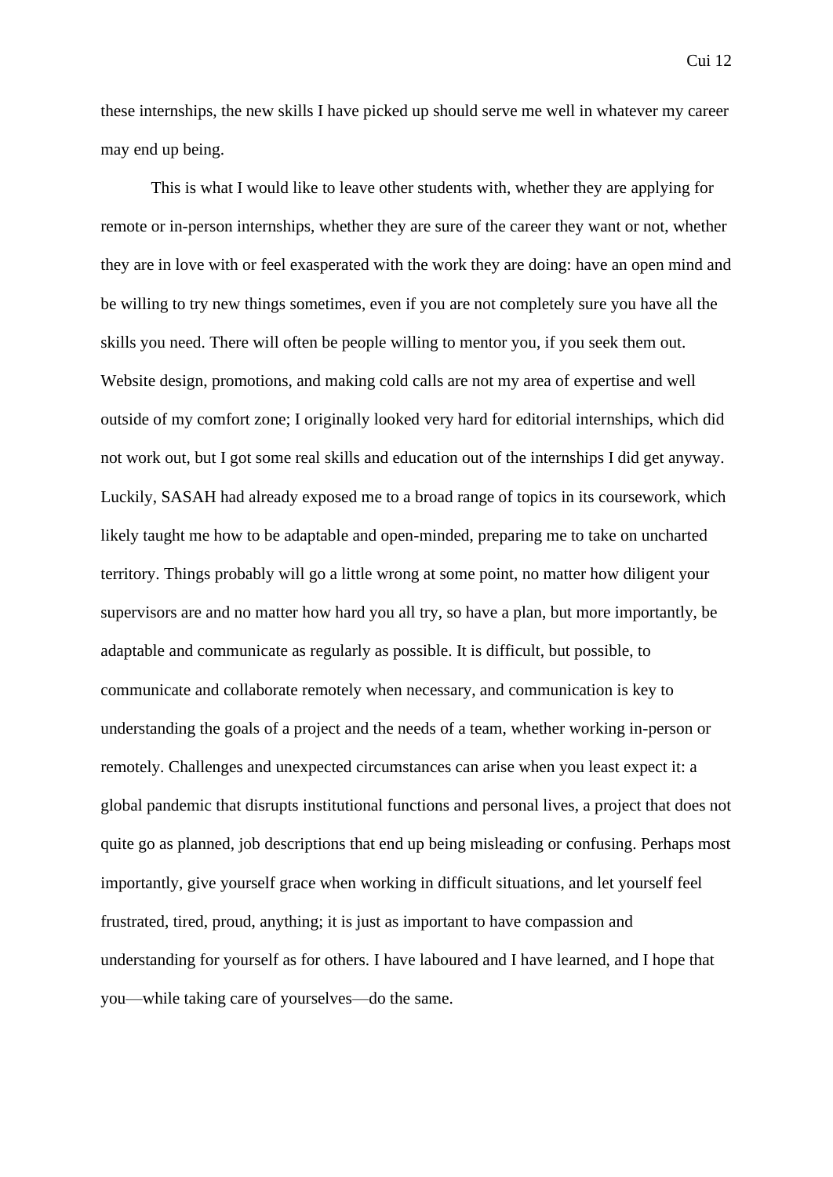these internships, the new skills I have picked up should serve me well in whatever my career may end up being.

This is what I would like to leave other students with, whether they are applying for remote or in-person internships, whether they are sure of the career they want or not, whether they are in love with or feel exasperated with the work they are doing: have an open mind and be willing to try new things sometimes, even if you are not completely sure you have all the skills you need. There will often be people willing to mentor you, if you seek them out. Website design, promotions, and making cold calls are not my area of expertise and well outside of my comfort zone; I originally looked very hard for editorial internships, which did not work out, but I got some real skills and education out of the internships I did get anyway. Luckily, SASAH had already exposed me to a broad range of topics in its coursework, which likely taught me how to be adaptable and open-minded, preparing me to take on uncharted territory. Things probably will go a little wrong at some point, no matter how diligent your supervisors are and no matter how hard you all try, so have a plan, but more importantly, be adaptable and communicate as regularly as possible. It is difficult, but possible, to communicate and collaborate remotely when necessary, and communication is key to understanding the goals of a project and the needs of a team, whether working in-person or remotely. Challenges and unexpected circumstances can arise when you least expect it: a global pandemic that disrupts institutional functions and personal lives, a project that does not quite go as planned, job descriptions that end up being misleading or confusing. Perhaps most importantly, give yourself grace when working in difficult situations, and let yourself feel frustrated, tired, proud, anything; it is just as important to have compassion and understanding for yourself as for others. I have laboured and I have learned, and I hope that you—while taking care of yourselves—do the same.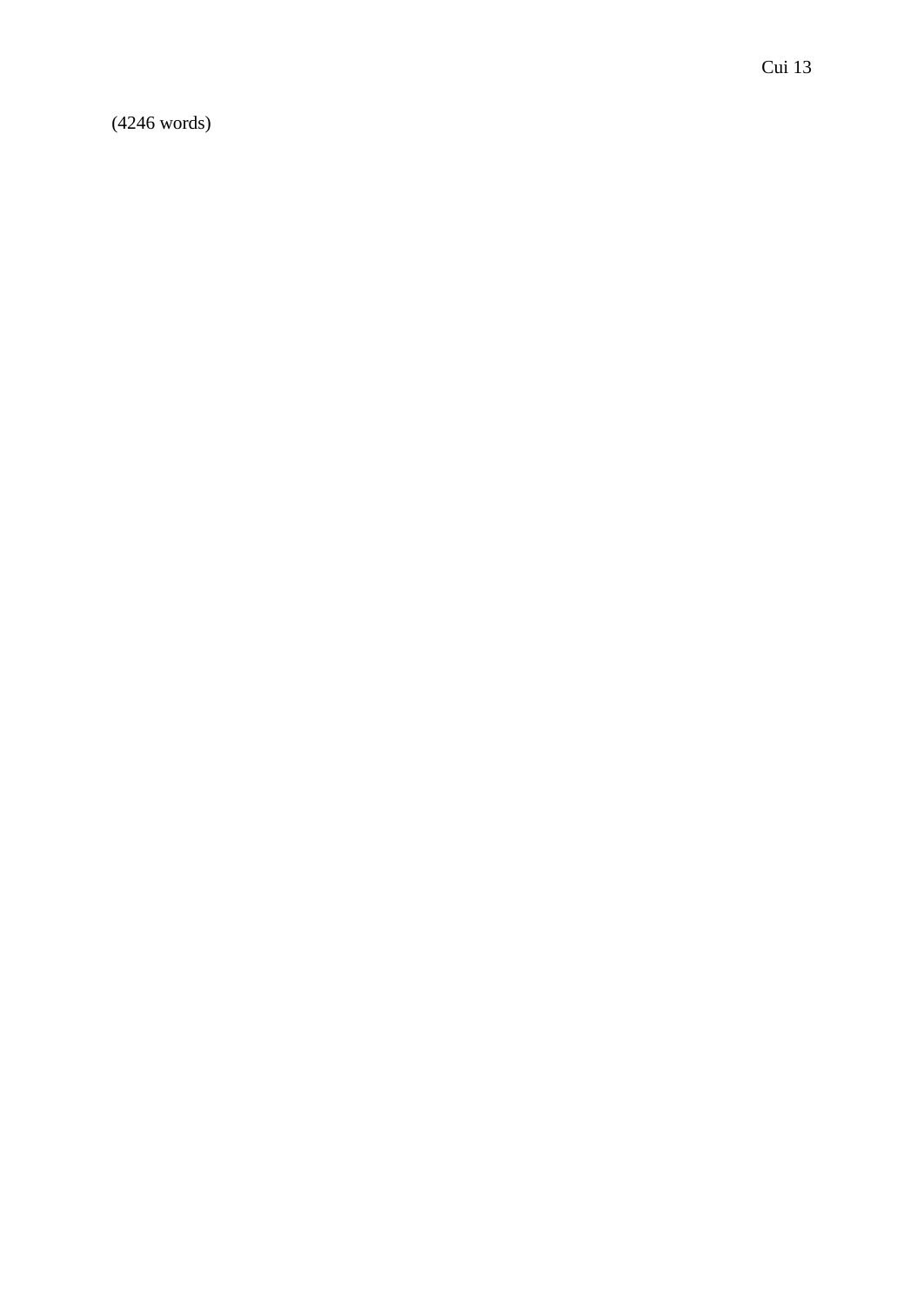(4246 words)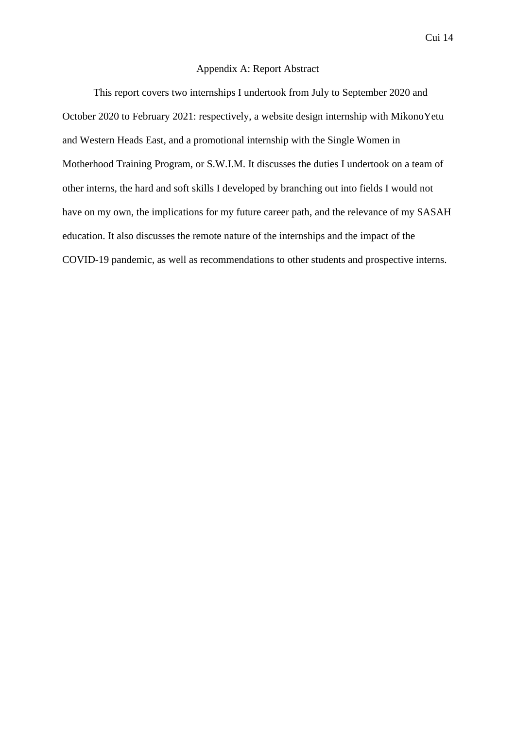## Appendix A: Report Abstract

This report covers two internships I undertook from July to September 2020 and October 2020 to February 2021: respectively, a website design internship with MikonoYetu and Western Heads East, and a promotional internship with the Single Women in Motherhood Training Program, or S.W.I.M. It discusses the duties I undertook on a team of other interns, the hard and soft skills I developed by branching out into fields I would not have on my own, the implications for my future career path, and the relevance of my SASAH education. It also discusses the remote nature of the internships and the impact of the COVID-19 pandemic, as well as recommendations to other students and prospective interns.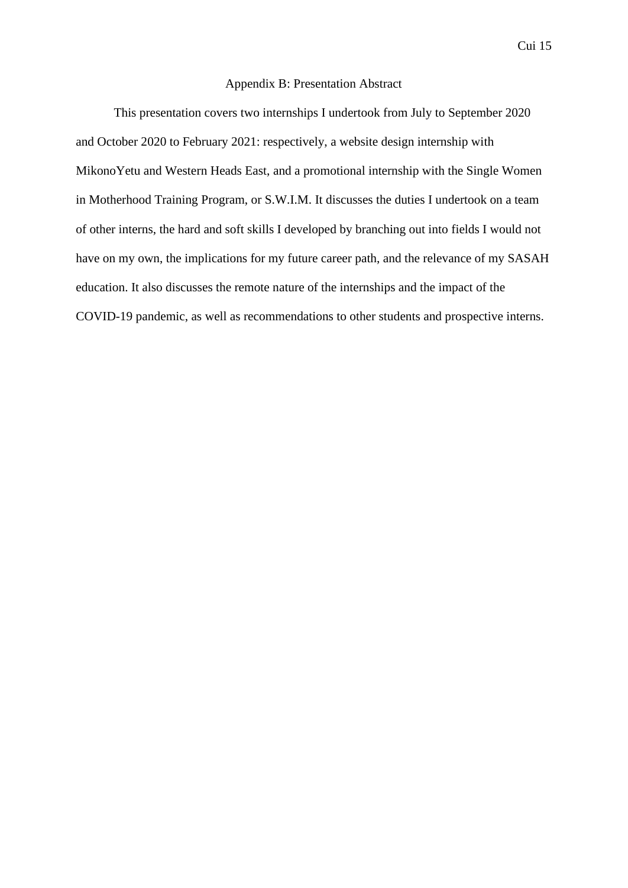## Appendix B: Presentation Abstract

This presentation covers two internships I undertook from July to September 2020 and October 2020 to February 2021: respectively, a website design internship with MikonoYetu and Western Heads East, and a promotional internship with the Single Women in Motherhood Training Program, or S.W.I.M. It discusses the duties I undertook on a team of other interns, the hard and soft skills I developed by branching out into fields I would not have on my own, the implications for my future career path, and the relevance of my SASAH education. It also discusses the remote nature of the internships and the impact of the COVID-19 pandemic, as well as recommendations to other students and prospective interns.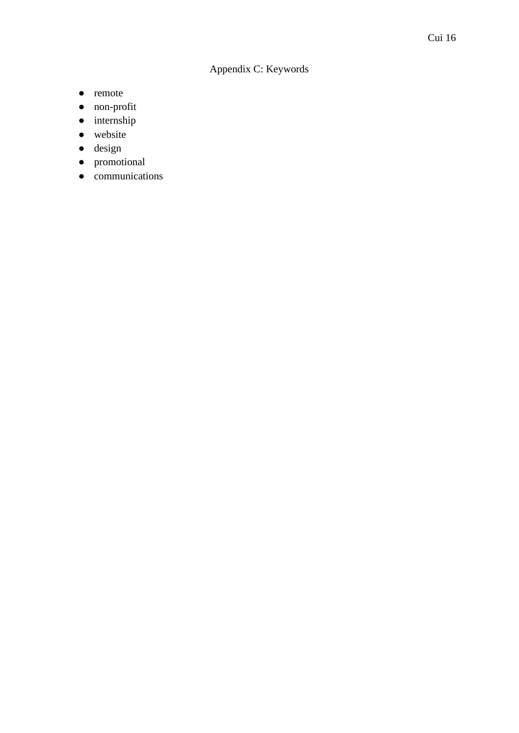# Appendix C: Keywords

- remote
- non-profit
- internship
- website
- design
- promotional
- communications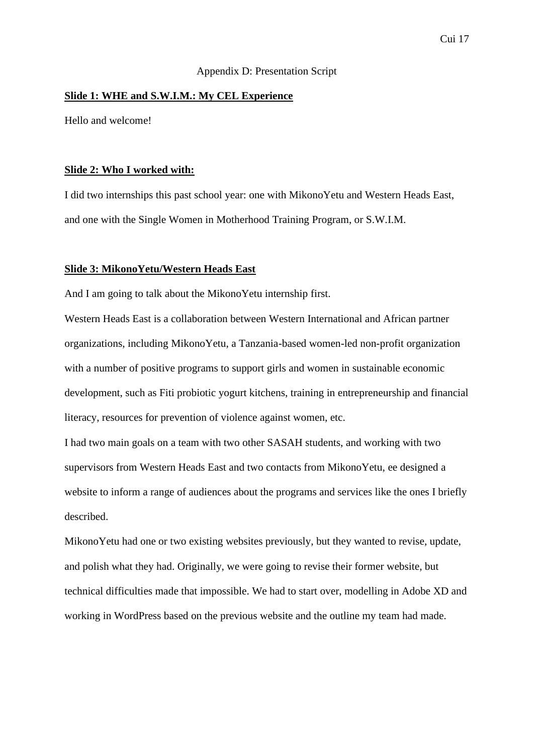Appendix D: Presentation Script

**Slide 1: WHE and S.W.I.M.: My CEL Experience**

Hello and welcome!

**Slide 2: Who I worked with:**

I did two internships this past school year: one with MikonoYetu and Western Heads East, and one with the Single Women in Motherhood Training Program, or S.W.I.M.

**Slide 3: MikonoYetu/Western Heads East**

And I am going to talk about the MikonoYetu internship first.

Western Heads East is a collaboration between Western International and African partner organizations, including MikonoYetu, a Tanzania-based women-led non-profit organization with a number of positive programs to support girls and women in sustainable economic development, such as Fiti probiotic yogurt kitchens, training in entrepreneurship and financial literacy, resources for prevention of violence against women, etc.

I had two main goals on a team with two other SASAH students, and working with two supervisors from Western Heads East and two contacts from MikonoYetu, ee designed a website to inform a range of audiences about the programs and services like the ones I briefly described.

MikonoYetu had one or two existing websites previously, but they wanted to revise, update, and polish what they had. Originally, we were going to revise their former website, but technical difficulties made that impossible. We had to start over, modelling in Adobe XD and working in WordPress based on the previous website and the outline my team had made.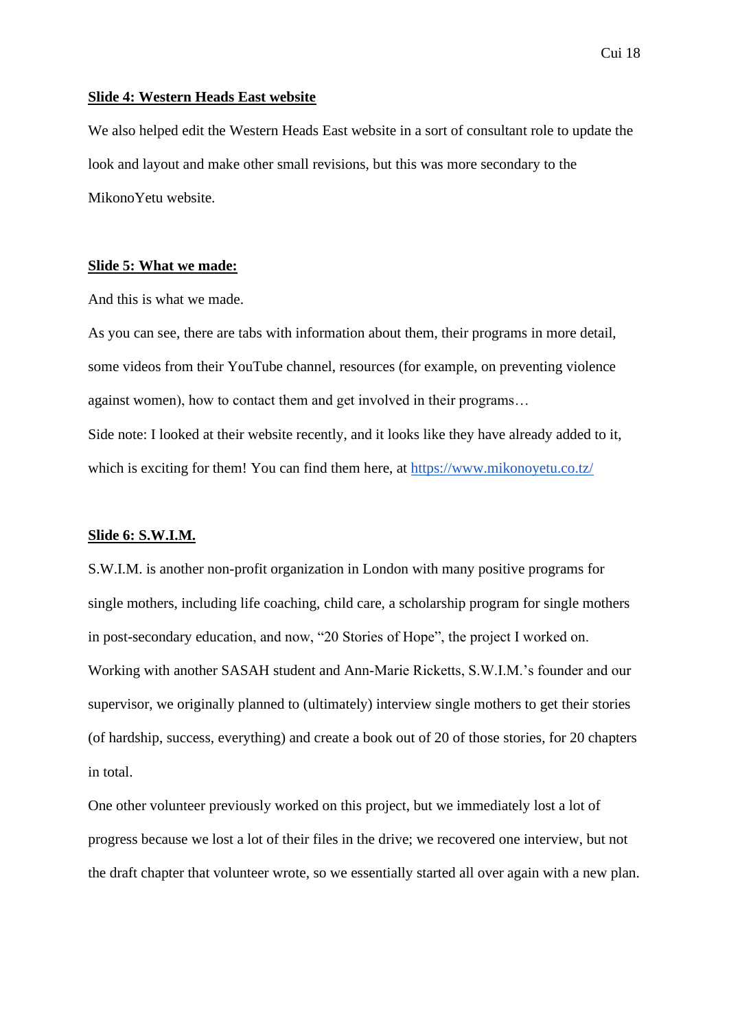**Slide 4: Western Heads East website**

We also helped edit the Western Heads East website in a sort of consultant role to update the look and layout and make other small revisions, but this was more secondary to the MikonoYetu website.

**Slide 5: What we made:**

And this is what we made.

As you can see, there are tabs with information about them, their programs in more detail, some videos from their YouTube channel, resources (for example, on preventing violence against women), how to contact them and get involved in their programs…

Side note: I looked at their website recently, and it looks like they have already added to it, which is exciting for them! You can find them here, at [https://www.mikonoyetu.co.tz/](https://www.mikonoyetu.co.tz/)

**Slide 6: S.W.I.M.**

S.W.I.M. is another non-profit organization in London with many positive programs for single mothers, including life coaching, child care, a scholarship program for single mothers in post-secondary education, and now, "20 Stories of Hope", the project I worked on. Working with another SASAH student and Ann-Marie Ricketts, S.W.I.M.'s founder and our supervisor, we originally planned to (ultimately) interview single mothers to get their stories (of hardship, success, everything) and create a book out of 20 of those stories, for 20 chapters in total.

One other volunteer previously worked on this project, but we immediately lost a lot of progress because we lost a lot of their files in the drive; we recovered one interview, but not the draft chapter that volunteer wrote, so we essentially started all over again with a new plan.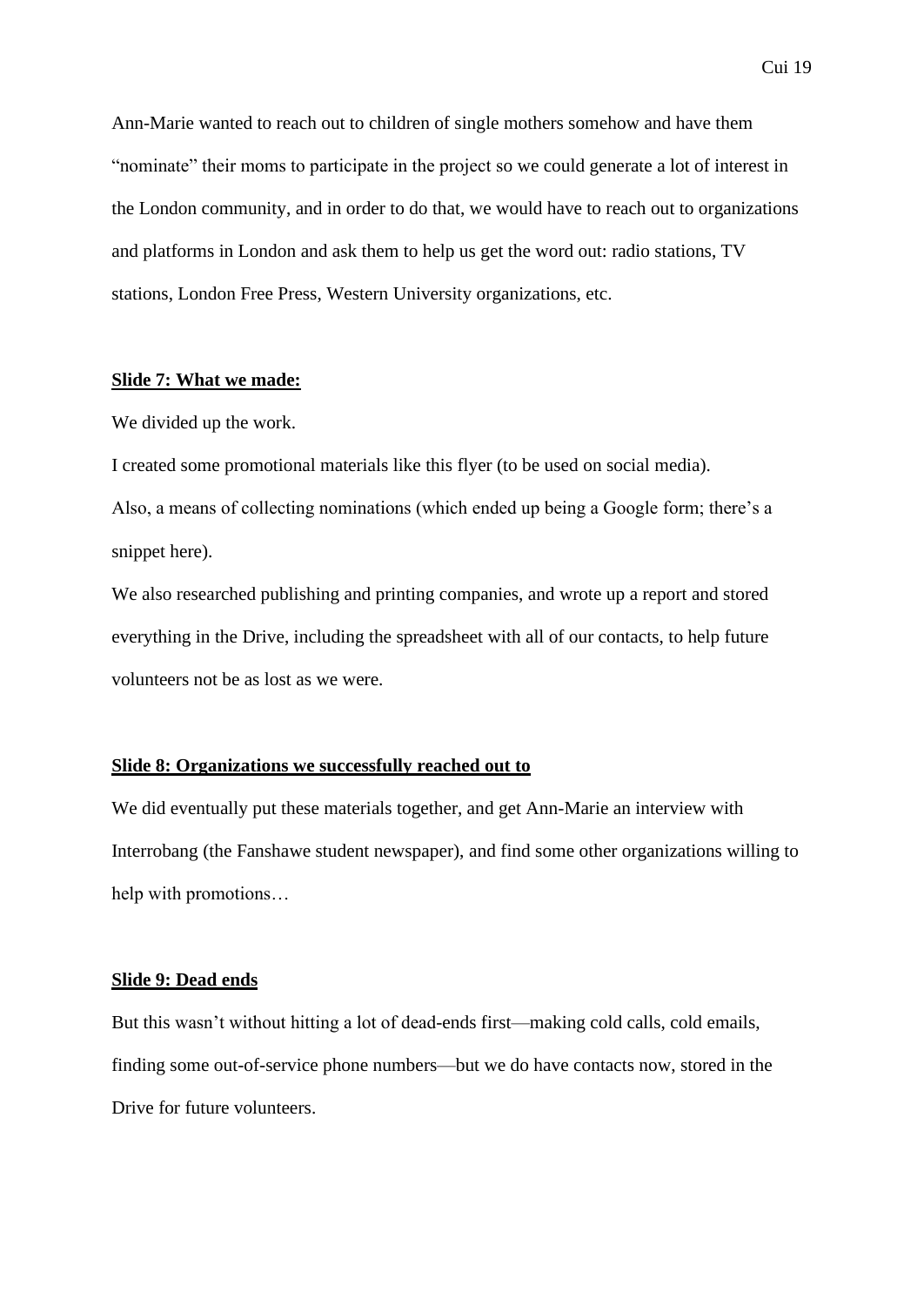Ann-Marie wanted to reach out to children of single mothers somehow and have them "nominate" their moms to participate in the project so we could generate a lot of interest in the London community, and in order to do that, we would have to reach out to organizations and platforms in London and ask them to help us get the word out: radio stations, TV stations, London Free Press, Western University organizations, etc.

**Slide 7: What we made:**

We divided up the work.

I created some promotional materials like this flyer (to be used on social media).

Also, a means of collecting nominations (which ended up being a Google form; there's a snippet here).

We also researched publishing and printing companies, and wrote up a report and stored everything in the Drive, including the spreadsheet with all of our contacts, to help future volunteers not be as lost as we were.

**Slide 8: Organizations we successfully reached out to**

We did eventually put these materials together, and get Ann-Marie an interview with Interrobang (the Fanshawe student newspaper), and find some other organizations willing to help with promotions…

**Slide 9: Dead ends**

But this wasn't without hitting a lot of dead-ends first—making cold calls, cold emails, finding some out-of-service phone numbers—but we do have contacts now, stored in the Drive for future volunteers.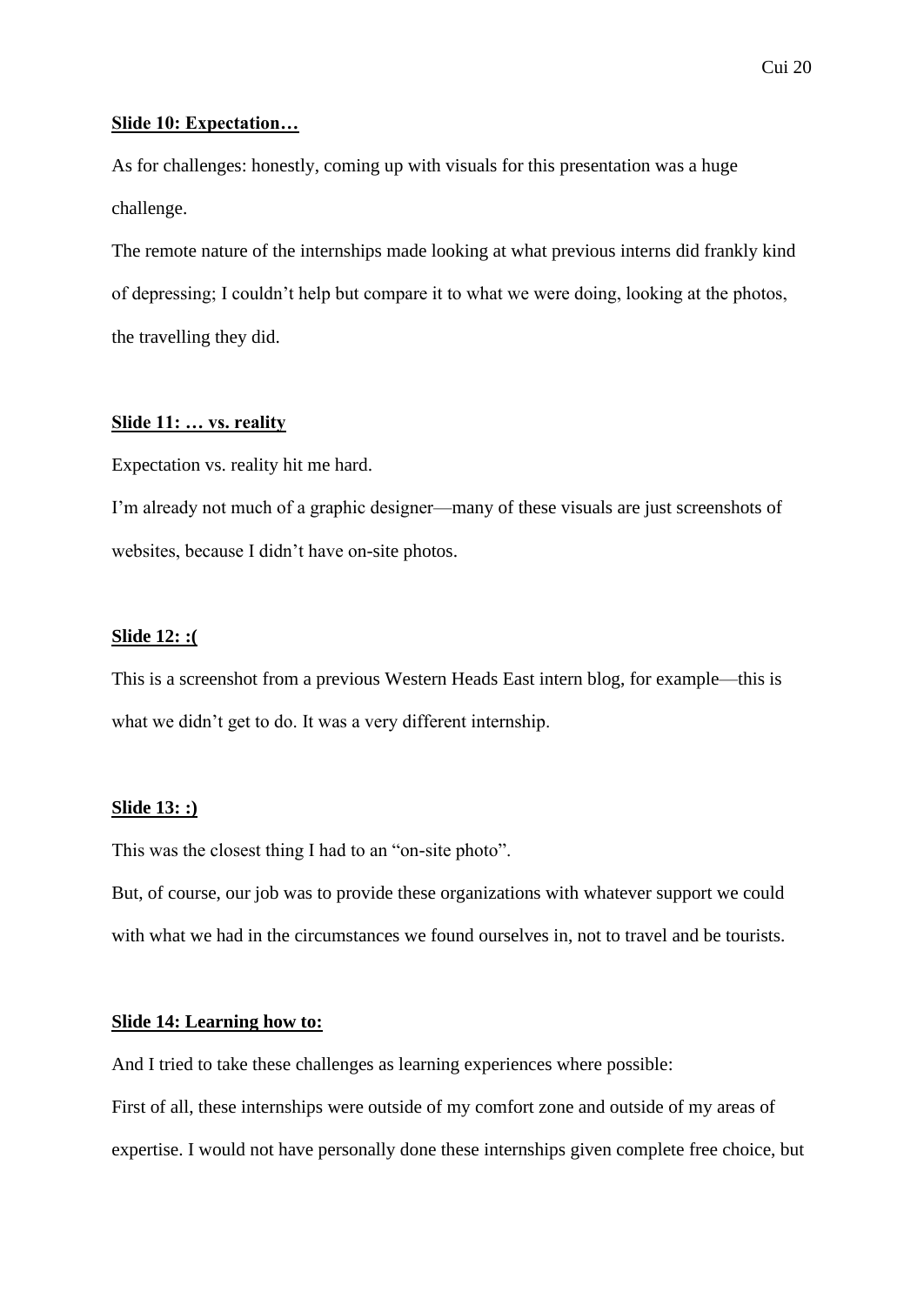**Slide 10: Expectation…**

As for challenges: honestly, coming up with visuals for this presentation was a huge challenge.

The remote nature of the internships made looking at what previous interns did frankly kind of depressing; I couldn't help but compare it to what we were doing, looking at the photos, the travelling they did.

**Slide 11: … vs. reality**

Expectation vs. reality hit me hard.

I'm already not much of a graphic designer—many of these visuals are just screenshots of websites, because I didn't have on-site photos.

**Slide 12: :(**

This is a screenshot from a previous Western Heads East intern blog, for example—this is what we didn't get to do. It was a very different internship.

**Slide 13: :)**

This was the closest thing I had to an "on-site photo".

But, of course, our job was to provide these organizations with whatever support we could with what we had in the circumstances we found ourselves in, not to travel and be tourists.

**Slide 14: Learning how to:**

And I tried to take these challenges as learning experiences where possible:

First of all, these internships were outside of my comfort zone and outside of my areas of expertise. I would not have personally done these internships given complete free choice, but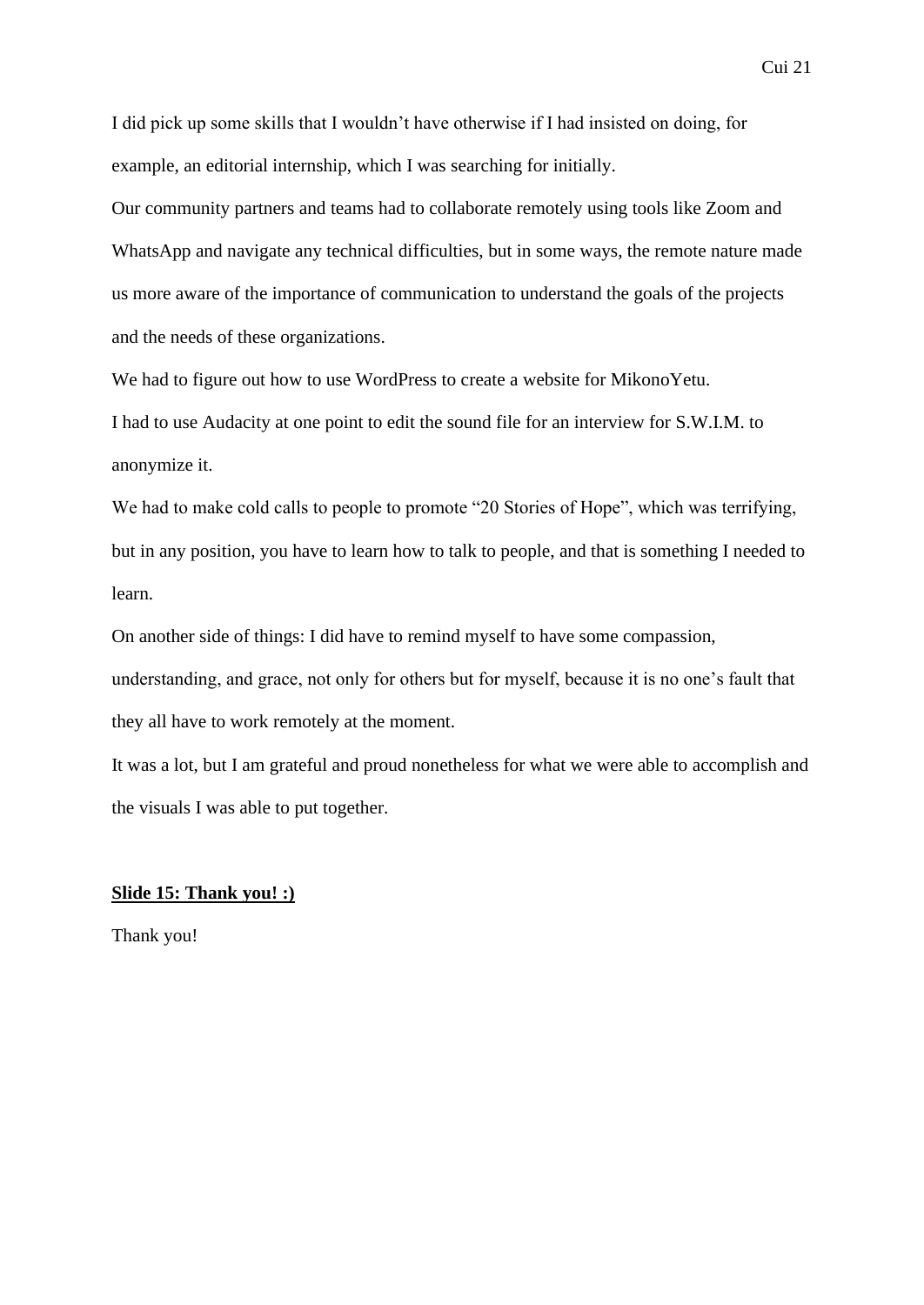I did pick up some skills that I wouldn't have otherwise if I had insisted on doing, for example, an editorial internship, which I was searching for initially.

Our community partners and teams had to collaborate remotely using tools like Zoom and WhatsApp and navigate any technical difficulties, but in some ways, the remote nature made us more aware of the importance of communication to understand the goals of the projects and the needs of these organizations.

We had to figure out how to use WordPress to create a website for MikonoYetu.

I had to use Audacity at one point to edit the sound file for an interview for S.W.I.M. to anonymize it.

We had to make cold calls to people to promote "20 Stories of Hope", which was terrifying, but in any position, you have to learn how to talk to people, and that is something I needed to learn.

On another side of things: I did have to remind myself to have some compassion, understanding, and grace, not only for others but for myself, because it is no one's fault that they all have to work remotely at the moment.

It was a lot, but I am grateful and proud nonetheless for what we were able to accomplish and the visuals I was able to put together.

**Slide 15: Thank you! :)**

Thank you!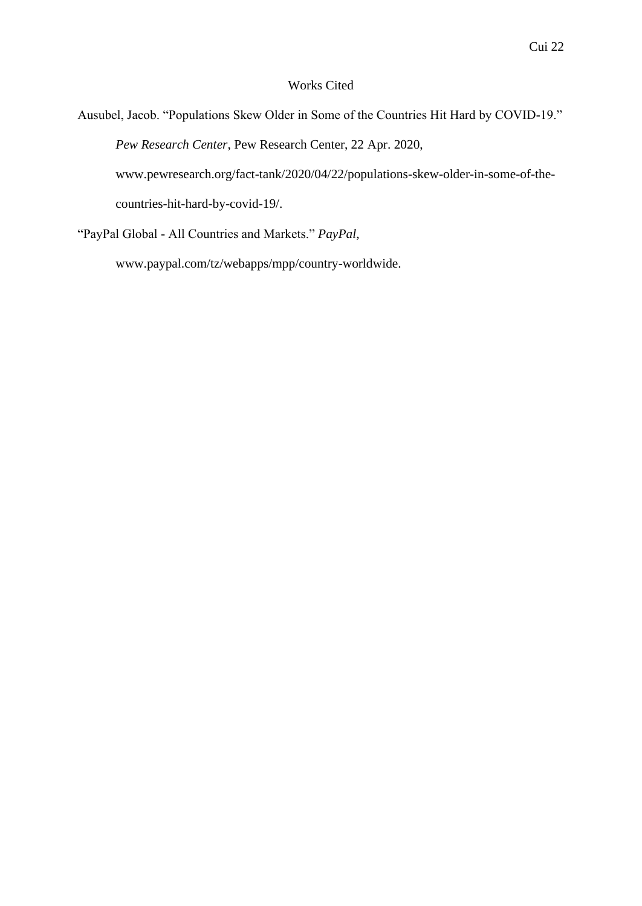# Works Cited

Ausubel, Jacob. "Populations Skew Older in Some of the Countries Hit Hard by COVID-19." *Pew Research Center*, Pew Research Center, 22 Apr. 2020, www.pewresearch.org/fact-tank/2020/04/22/populations-skew-older-in-some-of-the-countries-hit-hard-by-covid-19/.

"PayPal Global - All Countries and Markets." *PayPal*, www.paypal.com/tz/webapps/mpp/country-worldwide.